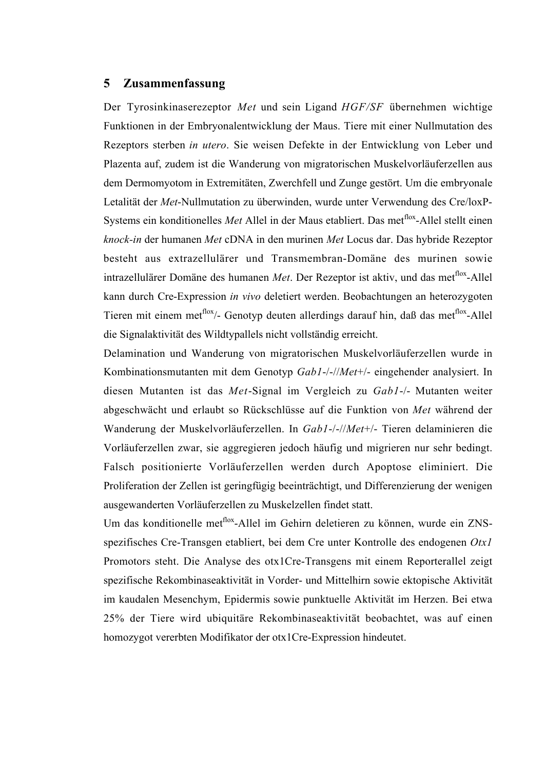## 5 Zusammenfassung

Der Tyrosinkinaserezeptor *Met* und sein Ligand *HGF/SF* übernehmen wichtige Funktionen in der Embryonalentwicklung der Maus. Tiere mit einer Nullmutation des Rezeptors sterben *in utero*. Sie weisen Defekte in der Entwicklung von Leber und Plazenta auf, zudem ist die Wanderung von migratorischen Muskelvorläuferzellen aus dem Dermomyotom in Extremitäten, Zwerchfell und Zunge gestört. Um die embryonale Letalität der *Met*-Nullmutation zu überwinden, wurde unter Verwendung des Cre/loxP-Systems ein konditionelles *Met* Allel in der Maus etabliert. Das met$^{flox}$-Allel stellt einen *knock-in* der humanen *Met* cDNA in den murinen *Met* Locus dar. Das hybride Rezeptor besteht aus extrazellulärer und Transmembran-Domäne des murinen sowie intrazellulärer Domäne des humanen *Met*. Der Rezeptor ist aktiv, und das met$^{flox}$-Allel kann durch Cre-Expression *in vivo* deletiert werden. Beobachtungen an heterozygoten Tieren mit einem met$^{flox}$/- Genotyp deuten allerdings darauf hin, daß das met$^{flox}$-Allel die Signalaktivität des Wildtypallels nicht vollständig erreicht.

Delamination und Wanderung von migratorischen Muskelvorläuferzellen wurde in Kombinationsmutanten mit dem Genotyp *Gab1*-/-//*Met*+/- eingehender analysiert. In diesen Mutanten ist das *Met*-Signal im Vergleich zu *Gab1*-/- Mutanten weiter abgeschwächt und erlaubt so Rückschlüsse auf die Funktion von *Met* während der Wanderung der Muskelvorläuferzellen. In *Gab1*-/-//*Met*+/- Tieren delaminieren die Vorläuferzellen zwar, sie aggregieren jedoch häufig und migrieren nur sehr bedingt. Falsch positionierte Vorläuferzellen werden durch Apoptose eliminiert. Die Proliferation der Zellen ist geringfügig beeinträchtigt, und Differenzierung der wenigen ausgewanderten Vorläuferzellen zu Muskelzellen findet statt.

Um das konditionelle met$^{flox}$-Allel im Gehirn deletieren zu können, wurde ein ZNS-spezifisches Cre-Transgen etabliert, bei dem Cre unter Kontrolle des endogenen *Otx1* Promotors steht. Die Analyse des otx1Cre-Transgens mit einem Reporterallel zeigt spezifische Rekombinaseaktivität in Vorder- und Mittelhirn sowie ektopische Aktivität im kaudalen Mesenchym, Epidermis sowie punktuelle Aktivität im Herzen. Bei etwa 25% der Tiere wird ubiquitäre Rekombinaseaktivität beobachtet, was auf einen homozygot vererbten Modifikator der otx1Cre-Expression hindeutet.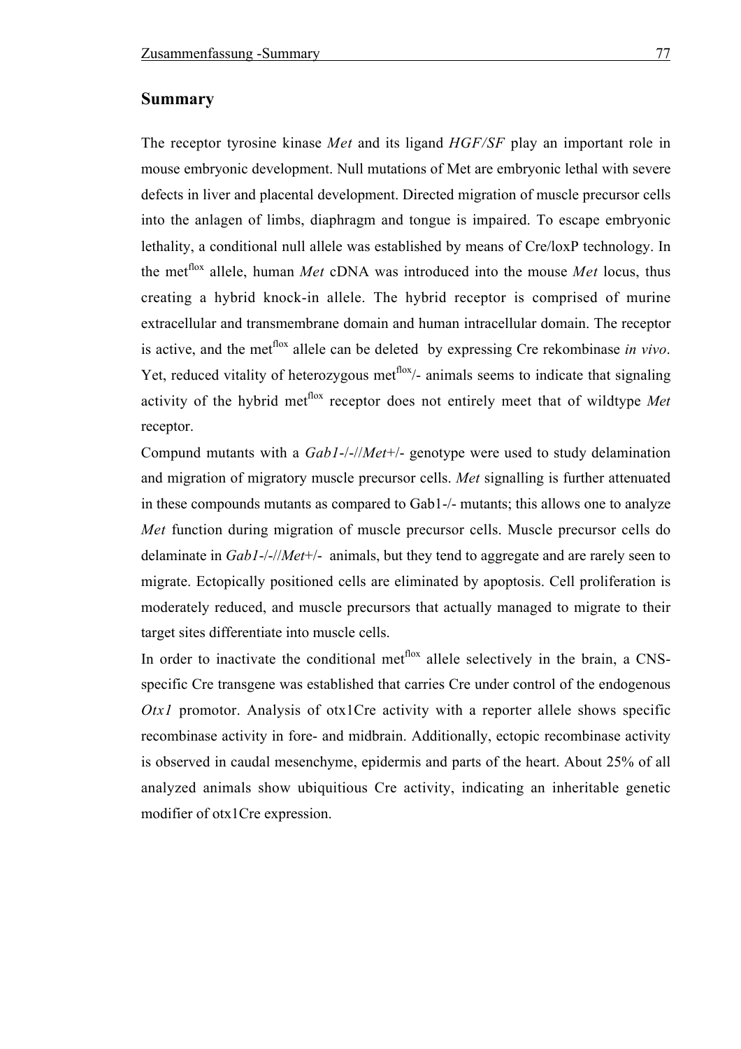## Summary

The receptor tyrosine kinase *Met* and its ligand *HGF/SF* play an important role in mouse embryonic development. Null mutations of Met are embryonic lethal with severe defects in liver and placental development. Directed migration of muscle precursor cells into the anlagen of limbs, diaphragm and tongue is impaired. To escape embryonic lethality, a conditional null allele was established by means of Cre/loxP technology. In the met$^{flox}$ allele, human *Met* cDNA was introduced into the mouse *Met* locus, thus creating a hybrid knock-in allele. The hybrid receptor is comprised of murine extracellular and transmembrane domain and human intracellular domain. The receptor is active, and the met$^{flox}$ allele can be deleted by expressing Cre rekombinase *in vivo*. Yet, reduced vitality of heterozygous met$^{flox}$/- animals seems to indicate that signaling activity of the hybrid met$^{flox}$ receptor does not entirely meet that of wildtype *Met* receptor.

Compund mutants with a *Gab1*-/-//*Met*+/- genotype were used to study delamination and migration of migratory muscle precursor cells. *Met* signalling is further attenuated in these compounds mutants as compared to Gab1-/- mutants; this allows one to analyze *Met* function during migration of muscle precursor cells. Muscle precursor cells do delaminate in *Gab1*-/-//*Met*+/- animals, but they tend to aggregate and are rarely seen to migrate. Ectopically positioned cells are eliminated by apoptosis. Cell proliferation is moderately reduced, and muscle precursors that actually managed to migrate to their target sites differentiate into muscle cells.

In order to inactivate the conditional met$^{flox}$ allele selectively in the brain, a CNS-specific Cre transgene was established that carries Cre under control of the endogenous *Otx1* promotor. Analysis of otx1Cre activity with a reporter allele shows specific recombinase activity in fore- and midbrain. Additionally, ectopic recombinase activity is observed in caudal mesenchyme, epidermis and parts of the heart. About 25% of all analyzed animals show ubiquitious Cre activity, indicating an inheritable genetic modifier of otx1Cre expression.